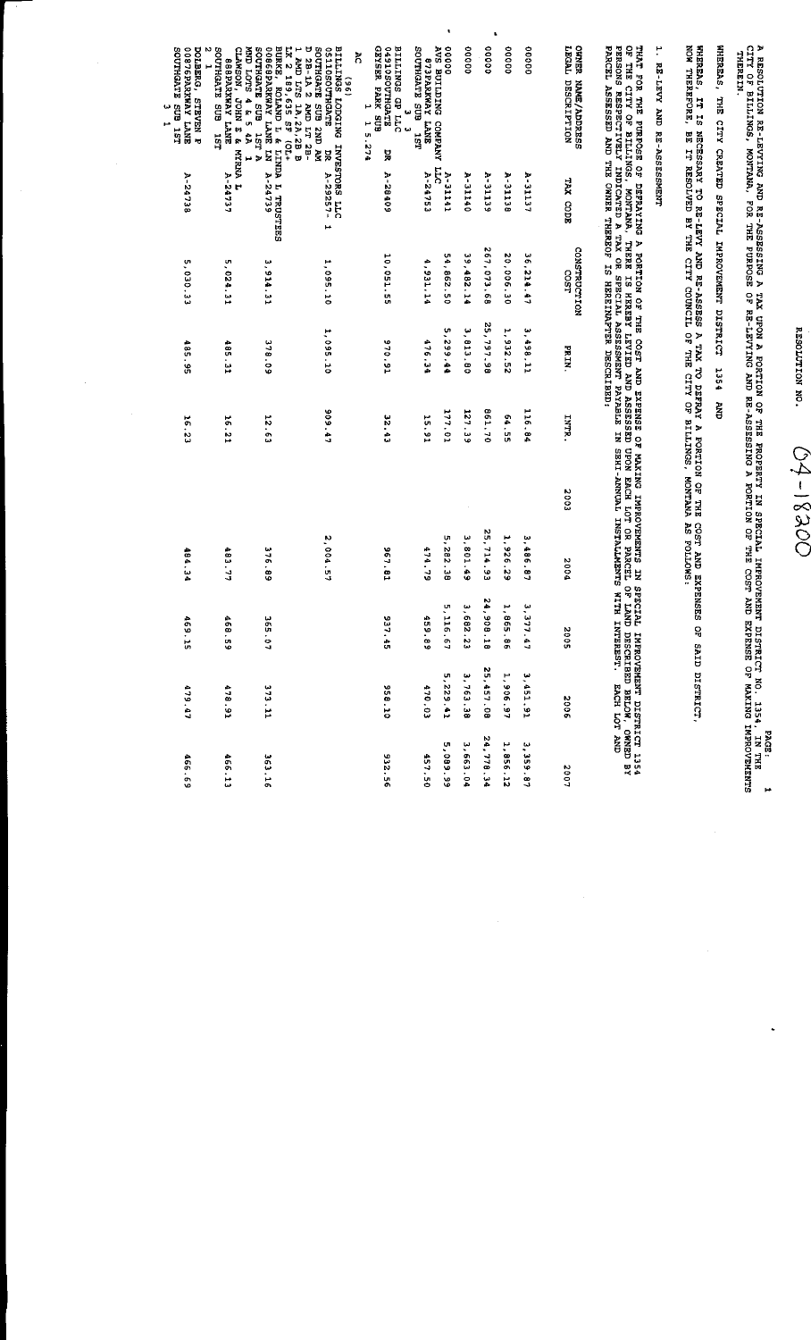RESOLUTION NO. 04-18200

A RESOLUTION RE-LEVYING AND RE-ASSESSING A TAX UPON A PORTION OF THE PROPERTY IN SPECIAL IMPROVEMENT DISTRICT NO. 1354, IN THE CITY OF BILLINGS, MONTANA, FOR THE PURPOSE OF RE-LEVYING AND RE-ASSESSING A PORTION OF THE COST AND EXPENSE OF MAKING IMPROVEMENTS THEREIN.

WHEREAS, THE CITY CREATED SPECIAL IMPROVEMENT DISTRICT 1354 AND

WHEREAS, IT IS NECESSARY TO RE-LEVY AND RE-ASSESS A TAX TO DEFRAY A PORTION OF THE COST AND EXPENSES OF SAID DISTRICT,
NOW THEREFORE, BE IT RESOLVED BY THE CITY COUNCIL OF THE CITY OF BILLINGS, MONTANA AS FOLLOWS:

1. RE-LEVY AND RE-ASSESSMENT

THAT FOR THE PURPOSE OF DEFRAYING A PORTION OF THE COST AND EXPENSE OF MAKING IMPROVEMENTS IN SPECIAL IMPROVEMENT DISTRICT 1354 OF THE CITY OF BILLINGS, MONTANA, THERE IS HEREBY LEVIED AND ASSESSED UPON EACH LOT OR PARCEL OF LAND DESCRIBED BELOW, OWNED BY PERSONS RESPECTIVELY INDICATED A TAX OR SPECIAL ASSESSMENT PAYABLE IN SEMI-ANNUAL INSTALLMENTS WITH INTEREST. EACH LOT AND PARCEL ASSESSED AND THE OWNER THEREOF IS HEREINAFTER DESCRIBED:

| OWNER NAME/ADDRESS LEGAL DESCRIPTION | TAX CODE | CONSTRUCTION COST | PRIN. | INTR. | 2003 | 2004 | 2005 | 2006 | 2007 |
|---|---|---|---|---|---|---|---|---|---|
| 0000 | A-31137 | 36,214.47 | 3,498.11 | 116.84 | | 3,486.87 | 3,377.47 | 3,451.91 | 3,359.87 |
| 0000 | A-31138 | 20,006.30 | 1,932.52 | 64.55 | | 1,926.29 | 1,865.86 | 1,906.97 | 1,856.12 |
| 0000 | A-31139 | 267,073.68 | 25,797.98 | 861.70 | | 25,714.93 | 24,908.18 | 25,457.08 | 24,778.34 |
| 0000 | A-31140 | 39,482.14 | 3,813.80 | 127.39 | | 3,801.49 | 3,682.23 | 3,763.38 | 3,663.04 |
| 0000 AVG BUILDING COMPANY LLC | A-31141 | 54,862.50 | 5,299.44 | 177.01 | | 5,282.38 | 5,116.67 | 5,229.41 | 5,089.99 |
| 873PARKWAY LANE SOUTHGATE SUB 1ST 3 3 | A-24753 | 4,931.14 | 476.34 | 15.91 | | 474.79 | 459.89 | 470.03 | 457.50 |
| BILLINGS GP LLC 0510SOUTHGATE DR GEYSER PARK SUB 1 1 5.274 AC | A-28409 | 10,051.55 | 970.91 | 32.43 | | 967.81 | 937.45 | 958.10 | 932.56 |
| (96) BILLINGS LODGING INVESTORS LLC 0511SOUTHGATE DR SOUTHGATE SUB 2ND AM D 2B-1A 2 AMD LT 2B- 1 AND LTS 1A,2A,2B-B LK 2 129,435 SF (01- | A-29257-1 | 1,095.10 | 1,095.10 | 909.47 | | 2,004.57 | | | |
| BURKE, ROLAND L & LINDA L TRUSTEES 0086PARKWAY LANE LN SOUTHGATE SUB 1ST A MND LOTS 4 & 5 4A 1 | A-24739 | 3,914.31 | 378.09 | 12.63 | | 376.89 | 365.07 | 373.11 | 363.16 |
| CLAWSON, JOHN E & MYRNA L 0888PARKWAY LANE SOUTHGATE SUB 1ST 2 1 | A-24737 | 5,024.31 | 485.31 | 16.21 | | 483.77 | 468.59 | 478.91 | 466.13 |
| DOLBERG, STEVEN F 0876PARKWAY LANE SOUTHGATE SUB 1ST 3 1 | A-24738 | 5,030.33 | 485.95 | 16.23 | | 484.34 | 469.15 | 479.47 | 466.69 |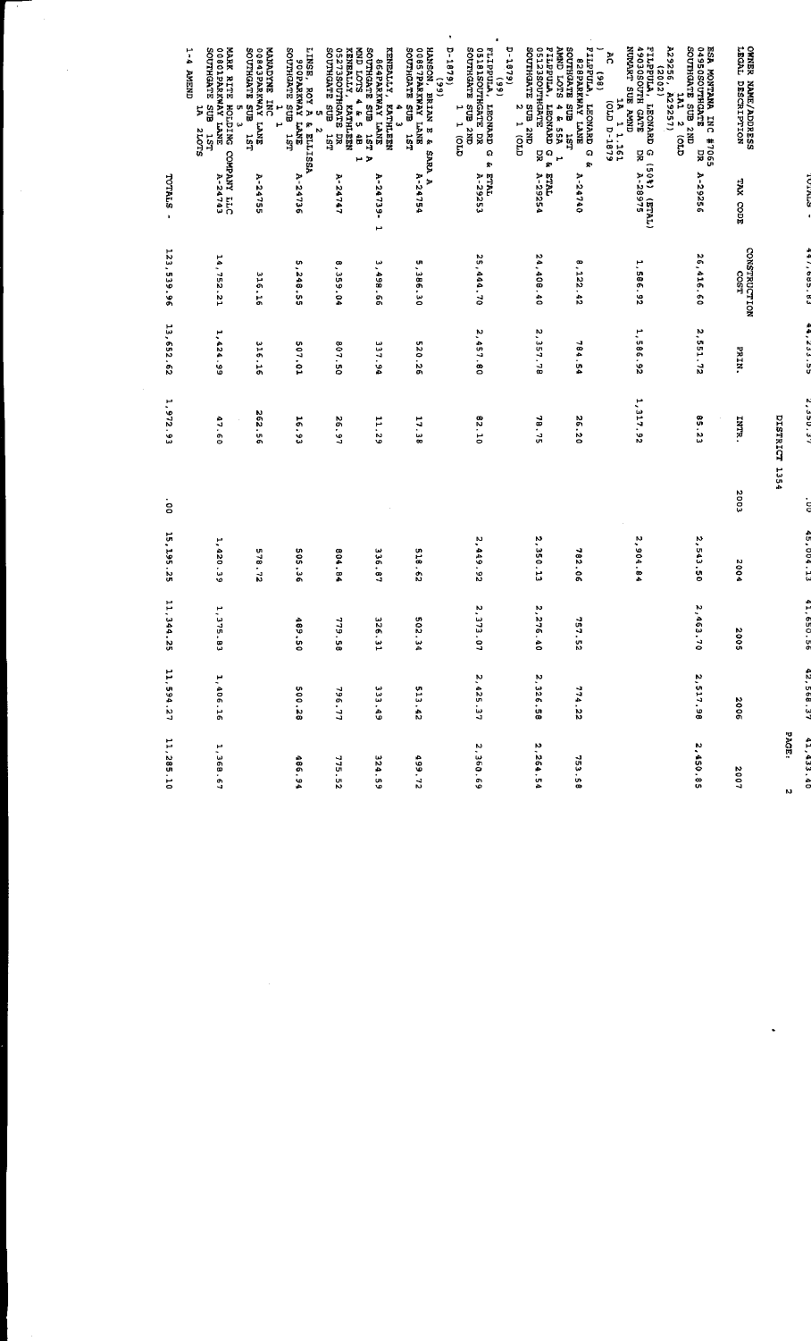DISTRICT 1354

| TOTALS - | | | | | | | | | |
|---|---|---|---|---|---|---|---|---|---|
| | | 497,685.83 | 44,233.55 | 2,550.37 | .00 | 45,004.13 | 41,650.56 | 42,568.37 | 41,433.40 |

| OWNER NAME/ADDRESS LEGAL DESCRIPTION | TAX CODE | CONSTRUCTION COST | PRIN. | INTR. | 2003 | 2004 | 2005 | 2006 | 2007 |
|---|---|---|---|---|---|---|---|---|---|
| ESA MONTANA INC #7065 04950SOUTHGATE DR SOUTHGATE SUB 2ND 1A1 2 (OLD A29256, A29257) | A-29256 | 26,416.60 | 2,551.72 | 85.23 | | 2,543.50 | 2,463.70 | 2,517.98 | 2,450.85 |
| (2002) FILIPPULA, LEONARD G (50%) (ETAL) 04930SOUTH GATE DR NUMART SUB AMND 1A 1 1.161 AC (OLD D-1879) | A-28975 | 1,586.92 | 1,586.92 | 1,317.92 | | 2,904.84 | | | |
| (98) FILIPPULA, LEONARD G & 00828PARKWAY LANE SOUTHGATE SUB 1ST AMND LOTS 4 & 55A 1 | A-24740 | 8,122.42 | 784.54 | 26.20 | | 782.06 | 757.52 | 774.22 | 753.58 |
| FILIPPULA, LEONARD G & ETAL 05123SOUTHGATE DR SOUTHGATE SUB 2ND 2 1 (OLD D-1879) | A-29254 | 24,408.40 | 2,357.78 | 78.75 | | 2,350.13 | 2,276.40 | 2,326.58 | 2,264.54 |
| (99) FLIPPULA, LEONARD G & ETAL 05181SOUTHGATE DR SOUTHGATE SUB 2ND 1 1 (OLD D-1879) | A-29253 | 25,444.70 | 2,457.80 | 82.10 | | 2,449.92 | 2,373.07 | 2,425.37 | 2,360.69 |
| (99) HANSON, BRIAN E & SARA A 00857PARKWAY LANE SOUTHGATE SUB 1ST 4 3 | A-24754 | 5,386.30 | 520.26 | 17.38 | | 518.62 | 502.34 | 513.42 | 499.72 |
| KENEALLY, KATHLEEN 00864PARKWAY LANE SOUTHGATE SUB 1ST A MND LOTS 4 & 5 4B 1 | A-24739-1 | 3,498.66 | 337.94 | 11.29 | | 336.87 | 326.31 | 333.49 | 324.59 |
| KENEALLY, KATHLEEN 05273SOUTHGATE DR SOUTHGATE SUB 1ST 5 2 | A-24747 | 8,359.04 | 807.50 | 26.97 | | 804.84 | 779.58 | 796.77 | 775.52 |
| LINSE, ROY A & ELLISSA 00900PARKWAY LANE SOUTHGATE SUB 1ST 1 1 | A-24736 | 5,248.55 | 507.01 | 16.93 | | 505.36 | 489.50 | 500.28 | 486.94 |
| MANADYNE INC 00843PARKWAY LANE SOUTHGATE SUB 1ST 5 3 | A-24755 | 316.16 | 316.16 | 262.56 | | 578.72 | | | |
| MARK RITE HOLDING COMPANY LLC 00801PARKWAY LANE SOUTHGATE SUB 1ST 1A 2LOTS 1-4 AMEND | A-24743 | 14,752.21 | 1,424.99 | 47.60 | | 1,420.39 | 1,375.83 | 1,406.16 | 1,368.67 |
| TOTALS - | | 121,539.96 | 13,652.62 | 1,972.93 | .00 | 15,195.25 | 11,344.25 | 11,594.27 | 11,285.10 |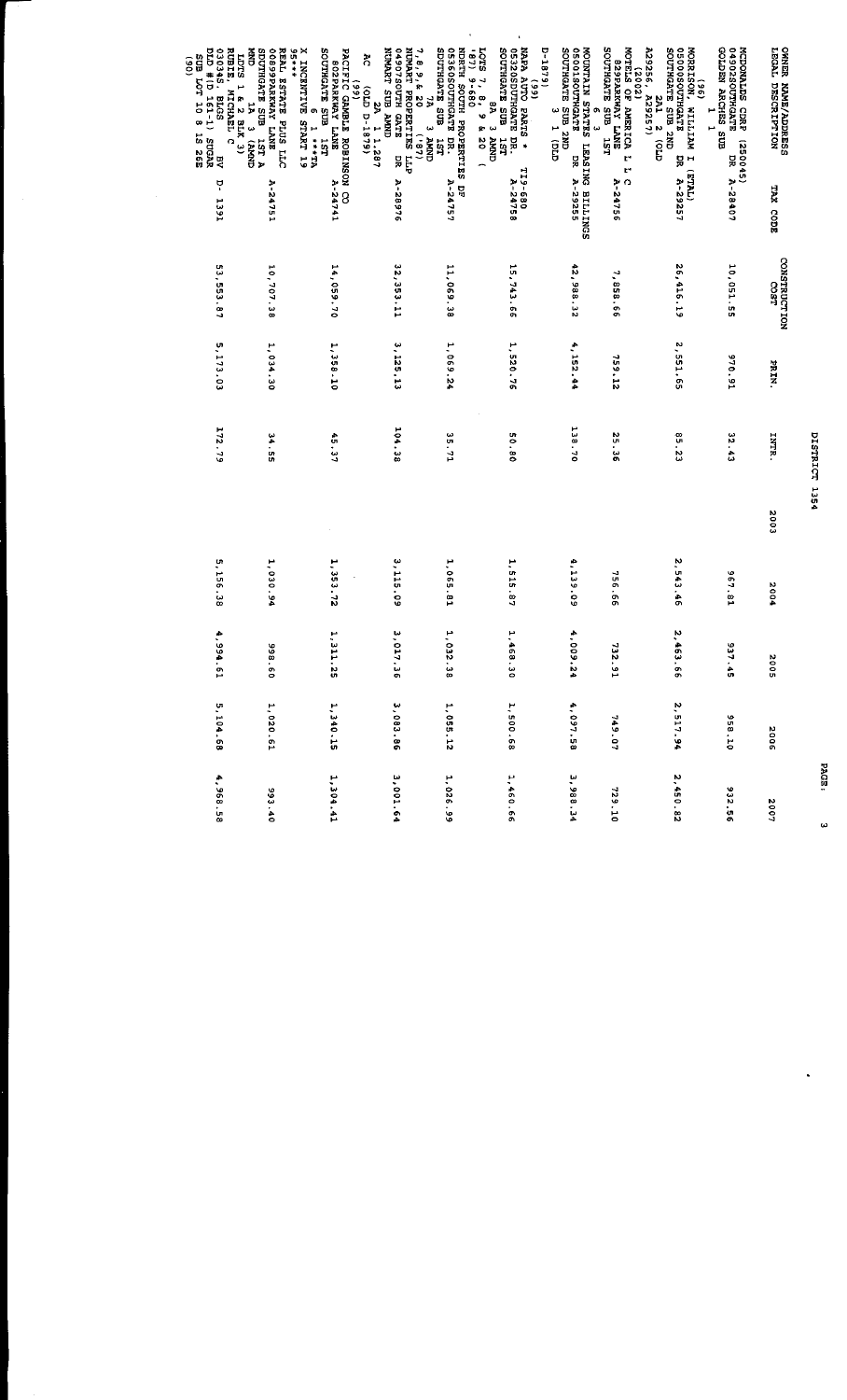DISTRICT 1354

| OWNER NAME/ADDRESS LEGAL DESCRIPTION | TAX CODE | CONSTRUCTION COST | PRIN. | INTR. | 2003 | 2004 | 2005 | 2006 | 2007 |
|---|---|---|---|---|---|---|---|---|---|
| MCDONALDS CORP (250045) 04902SOUTHGATE DR GOLDEN ARCHES SUB 1 1 | A-28407 | 10,051.55 | 970.91 | 32.43 | | 967.81 | 937.45 | 958.10 | 932.56 |
| (96) MORRISON, WILLIAM I (ETAL) 05000SOUTHGATE DR SOUTHGATE SUB 2ND 2A1 2 (OLD A29256, A29257) | A-29257 | 26,416.19 | 2,551.65 | 85.23 | | 2,543.46 | 2,463.66 | 2,517.94 | 2,450.82 |
| (102) MOTELS OF AMERICA L L C 8299PARKWAY LANE SOUTHGATE SUB 1ST 6 3 | A-24756 | 7,858.66 | 759.12 | 25.36 | | 756.69 | 732.91 | 749.07 | 729.10 |
| MOUNTAIN STATES LEASING BILLINGS 05001SOUTHGATE DR SOUTHGATE SUB 2ND 3 1 (OLD D-1879) | A-29255 | 42,988.32 | 4,152.44 | 138.70 | | 4,139.09 | 4,009.24 | 4,097.58 | 3,988.34 |
| (99) NAPA AUTO PARTS * TI9-680 05320SOUTHGATE DR. SOUTHGATE SUB 1ST 8A 3 AMND LOTS 7, 8, 9 & 20 ( '87) 9-680 | A-24758 | 15,743.66 | 1,520.76 | 50.80 | | 1,515.87 | 1,468.30 | 1,500.68 | 1,460.66 |
| NORTH SOUTH PROPERTIES OF 05360SOUTHGATE DR. SOUTHGATE SUB 1ST 7A 3 AMND 7,8,9 & 20 ( '87) | A-24757 | 11,069.38 | 1,069.24 | 35.71 | | 1,065.81 | 1,032.38 | 1,055.12 | 1,026.99 |
| NUMART PROPERTIES LLP 04907SOUTH GATE DR NUMART SUB AMND 2A 1 1.287 AC (OLD D-1879) (99) | A-28976 | 32,353.11 | 3,125.13 | 104.38 | | 3,115.09 | 3,017.36 | 3,083.86 | 3,001.64 |
| PACIFIC GAMBLE ROBINSON CO 802PARKWAY LANE SOUTHGATE SUB 1ST 6 1 **TA X INCENTIVE START 19 95*** | A-24741 | 14,059.70 | 1,358.10 | 45.37 | | 1,353.72 | 1,311.25 | 1,340.15 | 1,304.41 |
| REAL ESTATE PLUS LLC 00899PARKWAY LANE SOUTHGATE SUB 1ST A MND 1A 3 (AMND LOTS 1 & 2 BLK 3) | A-24751 | 10,707.38 | 1,034.30 | 34.55 | | 1,030.94 | 998.60 | 1,020.61 | 993.40 |
| RUBIE, MICHAEL C 03034S. BLGS BV OLD #D-161-1) SUGAR SUB LOT 10 8 1S 26E (90) | D- 1391 | 53,553.87 | 5,173.03 | 172.79 | | 5,156.38 | 4,994.61 | 5,104.68 | 4,968.58 |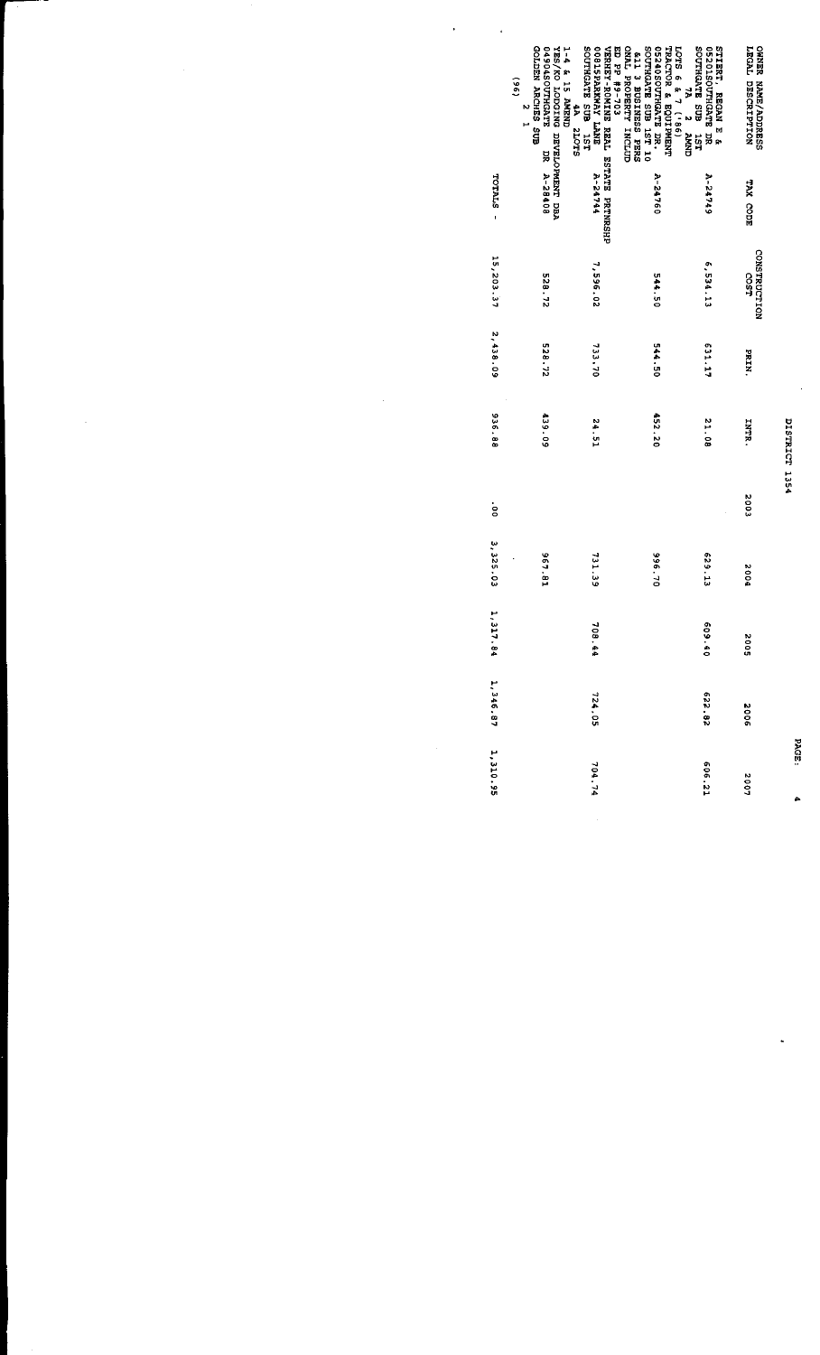DISTRICT 1354

| OWNER NAME/ADDRESS LEGAL DESCRIPTION | TAX CODE | CONSTRUCTION COST | PRIN. | INTR. | 2003 | 2004 | 2005 | 2006 | 2007 |
|---|---|---|---|---|---|---|---|---|---|
| STIERT, REGAN E & 05201SOUTHGATE DR SOUTHGATE SUB 1ST 7A 2 AMND LOTS 6 & 7 ('86) | A-24749 | 6,534.13 | 631.17 | 21.08 | | 629.13 | 609.40 | 622.82 | 606.21 |
| TRACTOR & EQUIPMENT 05240SOUTHGATE DR. SOUTHGATE SUB 1ST 10 &11 3 BUSINESS PERS ONAL PROPERTY INCLUD ED PP #9-703 | A-24760 | 544.50 | 544.50 | 452.20 | | 996.70 | | | |
| VERHEY-ROMINE REAL ESTATE PRTNRSHP 00815PARKWAY LANE SOUTHGATE SUB 1ST 4A 2LOTS 1-4 & 15 AMEND | A-24744 | 7,596.02 | 733.70 | 24.51 | | 731.39 | 708.44 | 724.05 | 704.74 |
| YES/NO LODGING DEVELOPMENT DBA 04904SOUTHGATE DR GOLDEN ARCHES SUB 2 1 (96) | A-28408 | 528.72 | 528.72 | 439.09 | | 967.81 | | | |
| TOTALS - | | 15,203.37 | 2,438.09 | 936.88 | .00 | 3,325.03 | 1,317.84 | 1,346.87 | 1,310.95 |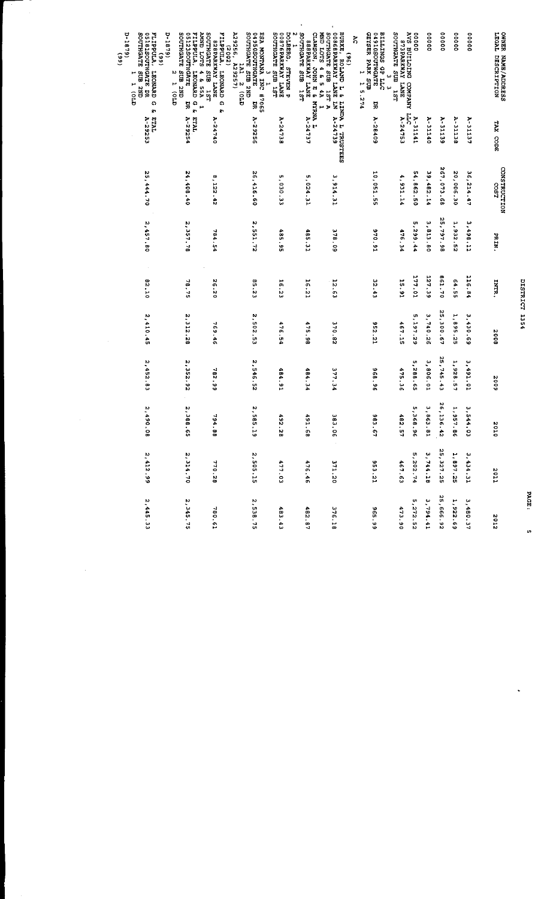# DISTRICT 1354

| OWNER NAME/ADDRESS LEGAL DESCRIPTION | TAX CODE | CONSTRUCTION COST | PRIN. | INTR. | 2008 | 2009 | 2010 | 2011 | 2012 |
|---|---|---|---|---|---|---|---|---|---|
| 0000 | A-31137 | 36,214.47 | 3,498.11 | 116.84 | 3,430.69 | 3,491.01 | 3,544.03 | 3,434.31 | 3,480.37 |
| 0000 | A-31138 | 20,006.30 | 1,932.52 | 64.55 | 1,895.25 | 1,928.57 | 1,957.86 | 1,897.25 | 1,922.69 |
| 0000 | A-31139 | 267,073.68 | 25,797.98 | 861.70 | 25,300.67 | 25,745.43 | 26,136.42 | 25,327.25 | 25,666.92 |
| 0000 | A-31140 | 39,482.14 | 3,813.80 | 127.39 | 3,740.26 | 3,806.01 | 3,863.81 | 3,744.18 | 3,794.41 |
| 0000 AVS BUILDING COMPANY LLC | A-31141 | 54,862.50 | 5,299.44 | 177.01 | 5,197.29 | 5,288.65 | 5,368.96 | 5,202.74 | 5,272.52 |
| 8 PARKWAY LANE SOUTHGATE SUB 1ST 3 3 | A-24753 | 4,931.14 | 476.34 | 15.91 | 467.15 | 475.36 | 482.57 | 467.63 | 473.90 |
| BILLINGS GP LLC 04910SOUTHGATE DR GEISER PARK SUB 1 L 5.274 AC (96) | A-28409 | 10,051.55 | 970.91 | 32.43 | 952.21 | 968.96 | 983.67 | 953.21 | 965.99 |
| BURKE, ROLAND L & LINDA L TRUSTEES 00868PARKWAY LANE LN SOUTHGATE SUB 1ST A AMD LOTS 4 & 5 4A 1 | A-24739 | 3,914.31 | 378.09 | 12.63 | 370.82 | 377.34 | 383.06 | 371.20 | 376.18 |
| CLAWSON, JOHN E & MYRNA L 888PARKWAY LANE SOUTHGATE SUB 1ST 2 1 | A-24737 | 5,024.31 | 485.31 | 16.21 | 475.98 | 484.34 | 491.68 | 476.46 | 482.87 |
| DOLBERG, STEVEN P 00876PARKWAY LANE SOUTHGATE SUB 1ST 3 1 | A-24738 | 5,030.33 | 485.95 | 16.23 | 476.54 | 484.91 | 492.28 | 477.03 | 483.43 |
| ESA MONTANA INC #7065 04950SOUTHGATE DR SOUTHGATE SUB 2ND 1A1 2 (OLD A29256, A29257) (2002) | A-29256 | 26,416.60 | 2,551.72 | 85.23 | 2,502.53 | 2,546.52 | 2,585.19 | 2,505.15 | 2,538.75 |
| FILPPULA, LEONARD G & 828PARKWAY LANE SOUTHGATE SUB 1ST AMND LOTS 4 & 5 5A 1 | A-24740 | 8,122.42 | 784.54 | 26.20 | 769.46 | 782.99 | 794.88 | 770.28 | 780.61 |
| FILPPULA, LEONARD G & ETAL 05123SOUTHGATE DR SOUTHGATE SUB 2ND 2 1 (OLD D-1879) (99) | A-29254 | 24,408.40 | 2,357.78 | 78.75 | 2,312.28 | 2,352.92 | 2,388.65 | 2,314.70 | 2,345.75 |
| FLIPPULA, LEONARD G & ETAL 05181SOUTHGATE DR SOUTHGATE SUB 2ND 1 1 (OLD D-1879) (99) | A-29253 | 25,444.70 | 2,457.80 | 82.10 | 2,410.45 | 2,452.83 | 2,490.08 | 2,412.99 | 2,445.33 |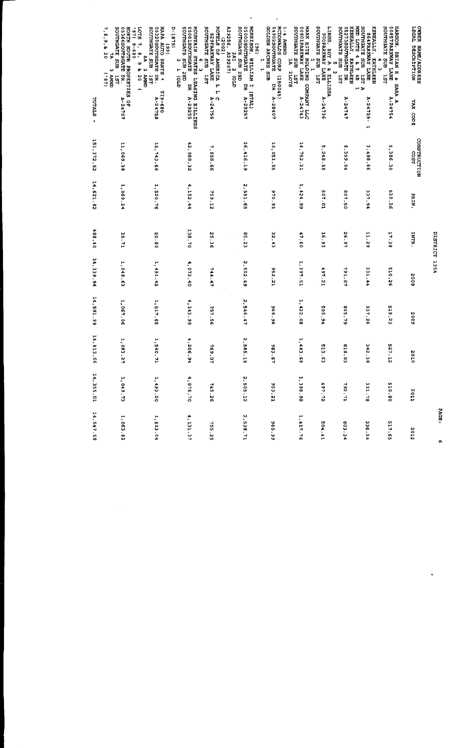# DISTRICT 1354

| OWNER NAME/ADDRESS LEGAL DESCRIPTION | TAX CODE | CONSTRUCTION COST | PRIN. | INTR. | 2008 | 2009 | 2010 | 2011 | 2012 |
|---|---|---|---|---|---|---|---|---|---|
| HANSON, BRIAN E & SARA A 0857PARKWAY LANE SOUTHGATE SUB 1ST 4 3 | A-24754 | 5,386.30 | 520.26 | 17.38 | 510.26 | 519.23 | 527.12 | 510.80 | 517.65 |
| KENEALLY, KATHLEEN 864PARKWAY LANE SOUTHGATE SUB 1ST A AND LOTS 4 & 5 4B 1 | A-24739- 1 | 3,498.66 | 337.94 | 11.29 | 331.44 | 337.26 | 342.38 | 331.78 | 336.24 |
| KENEALLY, KATHLEEN 0527SOUTHGATE DR SOUTHGATE SUB 1ST 5 2 | A-24747 | 8,359.04 | 807.50 | 26.97 | 791.87 | 805.79 | 818.03 | 792.71 | 803.34 |
| LINSE, ROY A & ELLISSA 900PARKWAY LANE SOUTHGATE SUB 1ST 1 | A-24736 | 5,248.55 | 507.01 | 16.93 | 497.21 | 505.94 | 513.63 | 497.72 | 504.41 |
| MARK RITE HOLDING COMPANY LLC 0801PARKWAY LANE SOUTHGATE SUB 1ST 1A 2LOTS 1-4 AMEND | A-24743 | 14,752.21 | 1,424.99 | 47.60 | 1,397.51 | 1,422.08 | 1,443.69 | 1,398.98 | 1,417.76 |
| MCDONALDS CORP (250045) 0490SOUTHGATE DR GOLDEN ARCHES SUB 1 1 | A-28407 | 10,051.55 | 970.91 | 32.43 | 952.21 | 968.96 | 983.67 | 953.21 | 965.99 |
| MORRISON, WILLIAM I (ETAL) (96) 0500SOUTHGATE DR SOUTHGATE SUB 2ND 2A1 2 (OLD A29256, A29257) | A-29257 | 26,416.19 | 2,551.65 | 85.23 | 2,502.49 | 2,546.47 | 2,585.15 | 2,505.12 | 2,538.71 |
| MOTELS OF AMERICA L L C (102) 829PARKWAY LANE SOUTHGATE SUB 1ST 6 3 | A-24756 | 7,858.66 | 759.12 | 25.36 | 744.47 | 757.56 | 769.07 | 745.26 | 755.25 |
| MOUNTAIN STATES LEASING BILLINGS 0500SOUTHGATE DR SOUTHGATE SUB 2ND 3 1 (OLD D-1879) | A-29255 | 42,988.32 | 4,152.44 | 138.70 | 4,072.40 | 4,143.69 | 4,206.94 | 4,076.70 | 4,131.37 |
| NAPA AUTO PARTS * TI9-680 (99) 0532SOUTHGATE DR. SOUTHGATE SUB 1ST 8A 3 AMND LOTS 7, 8, 9 & 20 ( '87) 9-680 | A-24758 | 15,743.66 | 1,520.76 | 50.80 | 1,491.45 | 1,517.65 | 1,540.71 | 1,493.00 | 1,513.04 |
| NORTH SOUTH PROPERTIES OF 0536SOUTHGATE DR. SOUTHGATE SUB 1ST 7A 3 AMND 7,8,9,& 20 ('87) | A-24757 | 11,069.38 | 1,069.24 | 35.71 | 1,048.63 | 1,067.06 | 1,083.27 | 1,049.73 | 1,063.82 |
| TOTALS - | | 151,372.52 | 14,621.82 | 488.40 | 14,339.94 | 14,591.99 | 14,813.66 | 14,355.01 | 14,547.58 |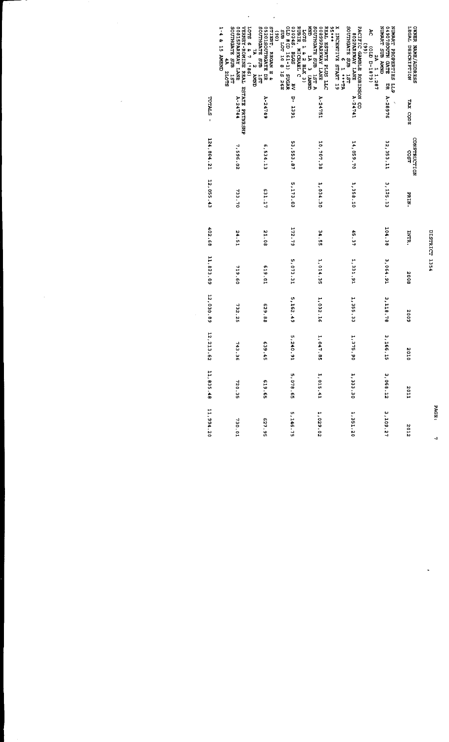DISTRICT 1354

| OWNER NAME/ADDRESS LEGAL DESCRIPTION | TAX CODE | CONSTRUCTION COST | PRIN. | INTR. | 2008 | 2009 | 2010 | 2011 | 2012 |
|---|---|---|---|---|---|---|---|---|---|
| NUMART PROPERTIES LLP 04907SOUTH GATE DR NUMART SUB AMND 2A 1 1.287 AC (OLD D-1879) (99) | A-28976 | 32,353.11 | 3,125.13 | 104.38 | 3,064.91 | 3,118.78 | 3,166.15 | 3,068.12 | 3,109.27 |
| PACIFIC GAMBLE ROBINSON CO 00802PARKWAY LANE SOUTHGATE SUB 1ST 6 1 ***TA X INCENTIVE START 19 95*** | A-24741 | 14,059.70 | 1,358.10 | 45.37 | 1,331.91 | 1,355.33 | 1,375.90 | 1,333.30 | 1,351.20 |
| REAL ESTATE PLUS LLC 00899PARKWAY LANE SOUTHGATE SUB 1ST A MND 1A 3 (AMND LOTS 1 & 2 BLK 3) | A-24751 | 10,707.38 | 1,034.30 | 34.55 | 1,014.35 | 1,032.16 | 1,047.85 | 1,015.41 | 1,029.02 |
| RUBIE, MICHAEL C 03036S. BLGS BV OLD #(D 161-1) SUGAR SUB LOT 10 8 1S 26E (90) | D- 1391 | 53,553.87 | 5,173.03 | 172.79 | 5,073.31 | 5,162.49 | 5,240.91 | 5,078.65 | 5,146.75 |
| STIERT, REGAN E & 05201SOUTHGATE DR. SOUTHGATE SUB 1ST AMND 7A 2 LOTS 6 & 7 (86) | A-24749 | 6,534.13 | 631.17 | 21.08 | 619.01 | 629.88 | 639.45 | 619.65 | 627.95 |
| VERHEY-ROMINE REAL ESTATE PRTNRSHP 00815PARKWAY LANE SOUTHGATE SUB 1ST 4A 2LOTS 1-4 & 15 AMEND | A-24744 | 7,596.02 | 733.70 | 24.51 | 719.60 | 732.25 | 743.36 | 720.35 | 730.01 |
| TOTALS - | | 124,804.21 | 12,055.43 | 402.68 | 11,823.09 | 12,030.89 | 12,213.62 | 11,835.48 | 11,994.20 |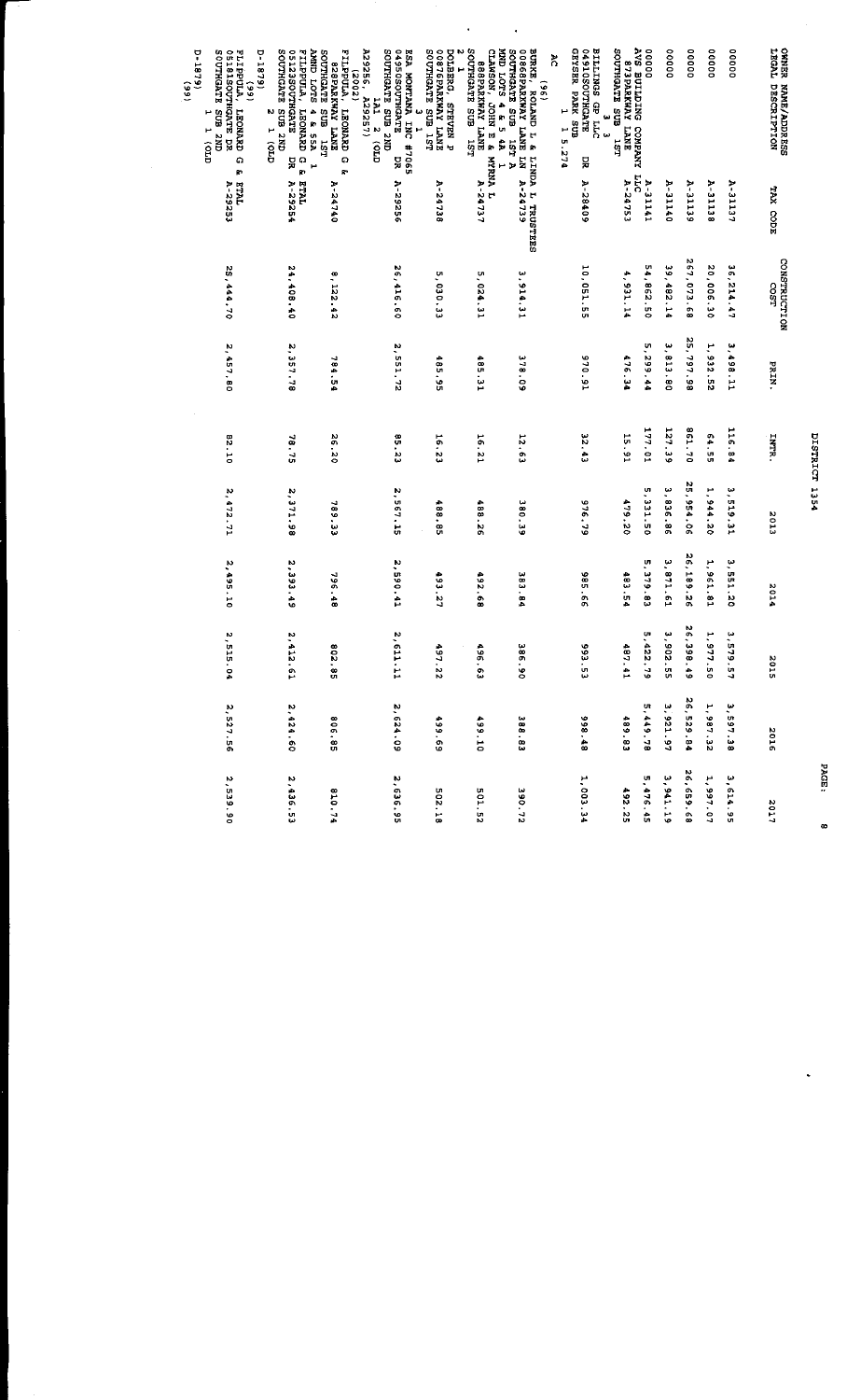# DISTRICT 1354

| OWNER NAME/ADDRESS LEGAL DESCRIPTION | TAX CODE | CONSTRUCTION COST | PRIN. | INTR. | 2013 | 2014 | 2015 | 2016 | 2017 |
|---|---|---|---|---|---|---|---|---|---|
| 0000 | A-31137 | 36,214.47 | 3,498.11 | 116.84 | 3,519.31 | 3,551.20 | 3,579.57 | 3,597.38 | 3,614.95 |
| 0000 | A-31138 | 20,006.30 | 1,932.52 | 64.55 | 1,944.20 | 1,961.81 | 1,977.50 | 1,987.32 | 1,997.07 |
| 0000 | A-31139 | 267,073.68 | 25,797.98 | 861.70 | 25,954.06 | 26,189.26 | 26,398.49 | 26,529.84 | 26,659.68 |
| 0000 | A-31140 | 39,482.14 | 3,813.80 | 127.39 | 3,836.86 | 3,871.61 | 3,902.55 | 3,921.97 | 3,941.19 |
| 0000 | A-31141 | 54,862.50 | 5,299.44 | 177.01 | 5,331.50 | 5,379.83 | 5,422.79 | 5,449.78 | 5,476.45 |
| AV'S BUILDING COMPANY LLC 873PARKWAY LANE SOUTHGATE SUB 1ST 3 3 | A-24753 | 4,931.14 | 476.34 | 15.91 | 479.20 | 483.54 | 487.41 | 489.83 | 492.25 |
| BILLINGS GP LLC 04910SOUTHGATE DR GEYSER PARK SUB 1 1 5.274 AC | A-28409 | 10,051.55 | 970.91 | 32.43 | 976.79 | 985.66 | 993.53 | 998.48 | 1,003.34 |
| BURKE, ROLAND L & LINDA L TRUSTEES (96) 0866PARKWAY LANE LN SOUTHGATE SUB 1ST A AMD LOTS 4 & 5 4A 1 | A-24739 | 3,914.31 | 378.09 | 12.63 | 380.39 | 383.84 | 386.90 | 388.83 | 390.72 |
| CLAWSON, JOHN E & MYRNA L 868PARKWAY LANE SOUTHGATE SUB 1ST 2 1 | A-24737 | 5,024.31 | 485.31 | 16.21 | 488.26 | 492.68 | 496.63 | 499.10 | 501.52 |
| DOLBERG, STEVEN P 00876PARKWAY LANE SOUTHGATE SUB 1ST 3 1 | A-24738 | 5,030.33 | 485.95 | 16.23 | 488.85 | 493.27 | 497.22 | 499.69 | 502.18 |
| ESA MONTANA INC #7065 04950SOUTHGATE DR SOUTHGATE SUB 2ND 1A1 2 (OLD A29256, A29257) (2002) | A-29256 | 26,416.60 | 2,551.72 | 85.23 | 2,567.15 | 2,590.41 | 2,611.11 | 2,624.09 | 2,636.95 |
| FILPPULA, LEONARD G & ETAL 828PARKWAY LANE SOUTHGATE SUB 1ST AMND LOTS 4 & 5 5A 1 | A-24740 | 8,122.42 | 784.54 | 26.20 | 789.33 | 796.48 | 802.85 | 806.85 | 810.74 |
| FILPPULA, LEONARD G & ETAL 05123SOUTHGATE DR SOUTHGATE SUB 2ND 2 1 (OLD D-1879) (99) | A-29254 | 24,408.40 | 2,357.78 | 78.75 | 2,371.98 | 2,393.49 | 2,412.61 | 2,424.60 | 2,436.53 |
| FILPPULA, LEONARD G & ETAL 05181SOUTHGATE DR SOUTHGATE SUB 2ND 1 1 (OLD D-1879) (99) | A-29253 | 25,444.70 | 2,457.80 | 82.10 | 2,472.71 | 2,495.10 | 2,515.04 | 2,527.56 | 2,539.90 |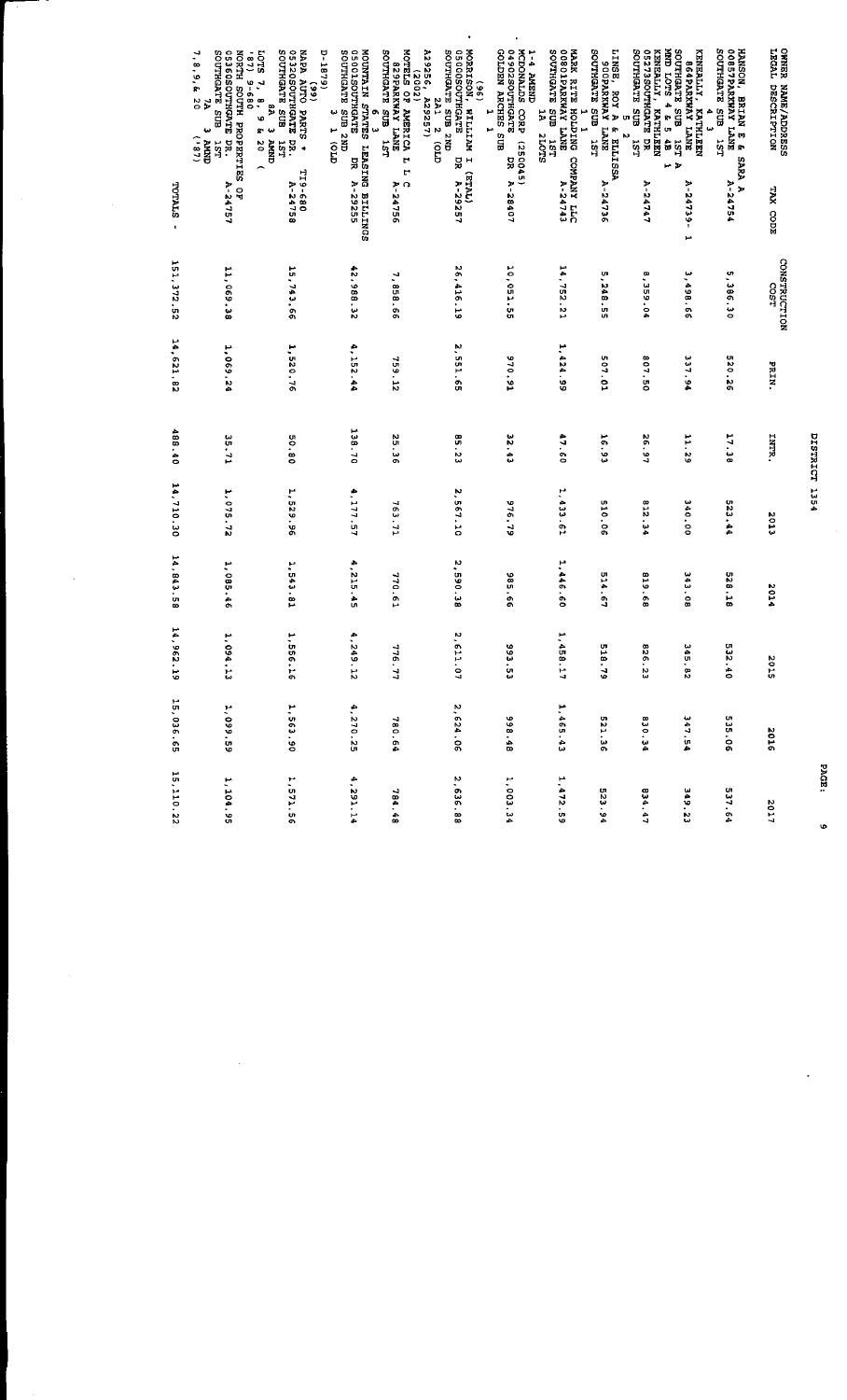# DISTRICT 1354

| OWNER NAME/ADDRESS LEGAL DESCRIPTION | TAX CODE | CONSTRUCTION COST | PRIN. | INTR. | 2013 | 2014 | 2015 | 2016 | 2017 |
|---|---|---|---|---|---|---|---|---|---|
| HANSON, BRIAN E & SARA A 0687PARKWAY LANE SOUTHGATE SUB 1ST 4 3 | A-24754 | 5,386.30 | 520.26 | 17.38 | 523.44 | 528.18 | 532.40 | 535.06 | 537.64 |
| KENEALLY, KATHLEEN 864PARKWAY LANE SOUTHGATE SUB 1ST A MID LOTS 4 & 5 4B 1 | A-24739- 1 | 3,498.99 | 337.94 | 11.29 | 340.00 | 343.08 | 345.82 | 347.54 | 349.23 |
| KENEALLY, KATHLEEN 05273SOUTHGATE DR SOUTHGATE SUB 1ST 5 2 | A-24747 | 8,359.04 | 807.50 | 26.97 | 812.34 | 819.68 | 826.23 | 830.34 | 834.47 |
| LINSE, ROY A & ELLISA 900PARKWAY LANE SOUTHGATE SUB 1ST 1 | A-24736 | 5,248.55 | 507.01 | 16.93 | 510.06 | 514.67 | 518.79 | 521.36 | 523.94 |
| MARK RITE HOLDING COMPANY LLC 0801PARKWAY LANE SOUTHGATE SUB 1ST 1A 2LOTS | A-24743 | 14,752.21 | 1,424.99 | 47.60 | 1,433.61 | 1,446.60 | 1,458.17 | 1,465.43 | 1,472.59 |
| 1-4 AMEND MCDONALDS CORP (250045) 04902SOUTHGATE DR GOLDEN ARCHES SUB 1 1 | A-28407 | 10,051.55 | 970.91 | 32.43 | 976.79 | 985.66 | 993.53 | 998.48 | 1,003.34 |
| (96) MORRISON, WILLIAM I (ETAL) 05000SOUTHGATE DR SOUTHGATE SUB 2ND 2A1 2 (OLD A29256, A29257) | A-29257 | 26,416.19 | 2,551.65 | 85.23 | 2,567.10 | 2,590.38 | 2,611.07 | 2,624.06 | 2,636.88 |
| (102) MOTELS OF AMERICA L L C 825PARKWAY LANE SOUTHGATE SUB 1ST 6 3 | A-24756 | 7,858.66 | 759.12 | 25.36 | 763.71 | 770.61 | 776.77 | 780.64 | 784.48 |
| MOUNTAIN STATES LEASING BILLINGS 05001SOUTHGATE DR SOUTHGATE SUB 2ND 3 1 (OLD D-1879) | A-29255 | 42,988.32 | 4,152.44 | 138.70 | 4,177.57 | 4,215.45 | 4,249.12 | 4,270.25 | 4,291.14 |
| (99) NAPA AUTO PARTS * TI9-680 05320SOUTHGATE DR. SOUTHGATE SUB 1ST 8A 3 AMND LOTS 7, 8, 9 & 20 ( '87) 9-680 | A-24758 | 15,743.66 | 1,520.76 | 50.80 | 1,529.96 | 1,543.81 | 1,556.16 | 1,563.90 | 1,571.56 |
| NORTH SOUTH PROPERTIES OF 05360SOUTHGATE DR. SOUTHGATE SUB 1ST 7A 3 AMND 7,8,9,& 20 ('87) | A-24757 | 11,069.38 | 1,069.24 | 35.71 | 1,075.72 | 1,085.46 | 1,094.13 | 1,099.59 | 1,104.95 |
| TOTALS - | | 151,372.52 | 14,621.82 | 488.40 | 14,710.30 | 14,843.58 | 14,962.19 | 15,036.65 | 15,110.22 |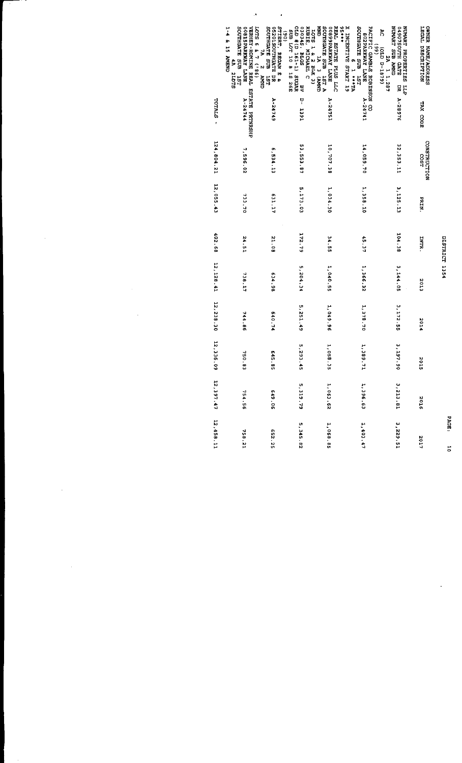# DISTRICT 1354

| OWNER NAME/ADDRESS LEGAL DESCRIPTION | TAX CODE | CONSTRUCTION COST | PRIN. | INTR. | 2013 | 2014 | 2015 | 2016 | 2017 |
|---|---|---|---|---|---|---|---|---|---|
| NUMART PROPERTIES LLP 04907SOUTH GATE DR NUMART SUB AMND 2A 1 1.287 AC (OLD D-1879) | A-28976 | 32,353.11 | 3,125.13 | 104.38 | 3,144.05 | 3,172.55 | 3,197.90 | 3,213.81 | 3,229.51 |
| PACIFIC GAMBLE ROBINSON CO 802PARKWAY LANE SOUTHGATE SUB 1ST (99) 6 1 **TA X INCENTIVE START 19 95** | A-24741 | 14,059.70 | 1,358.10 | 45.37 | 1,366.32 | 1,378.70 | 1,389.71 | 1,396.63 | 1,403.47 |
| REAL ESTATE PLUS LLC 00899PARKWAY LANE SOUTHGATE SUB 1ST A MND 1A 3 (AMND LOTS 1 & 2 BLK 3) | A-24751 | 10,707.38 | 1,034.30 | 34.55 | 1,040.55 | 1,049.96 | 1,058.35 | 1,063.62 | 1,068.85 |
| RUBIE, MICHAEL C 03045, BLGS BV OLD # (D 161-1) SUGAR SUB LOT 10 8 1S 26E (90) | D- 1391 | 53,553.87 | 5,173.03 | 172.79 | 5,204.34 | 5,251.49 | 5,293.45 | 5,319.79 | 5,345.82 |
| STIERT, REGAN S & 05201SOUTHGATE DR SOUTHGATE SUB 1ST 7A 2 AMND LOTS 6 & 7 (86) | A-24749 | 6,534.13 | 631.17 | 21.08 | 634.98 | 640.74 | 645.85 | 649.06 | 652.25 |
| VERHEY-ROMINE REAL ESTATE PRTNRSHP 00815PARKWAY LANE SOUTHGATE SUB 1ST 4A 2LOTS 1-4 & 15 AMND | A-24744 | 7,596.02 | 733.70 | 24.51 | 738.17 | 744.86 | 750.83 | 754.56 | 758.21 |
| TOTALS - | | 124,804.21 | 12,055.43 | 402.68 | 12,128.41 | 12,238.30 | 12,336.09 | 12,397.47 | 12,458.11 |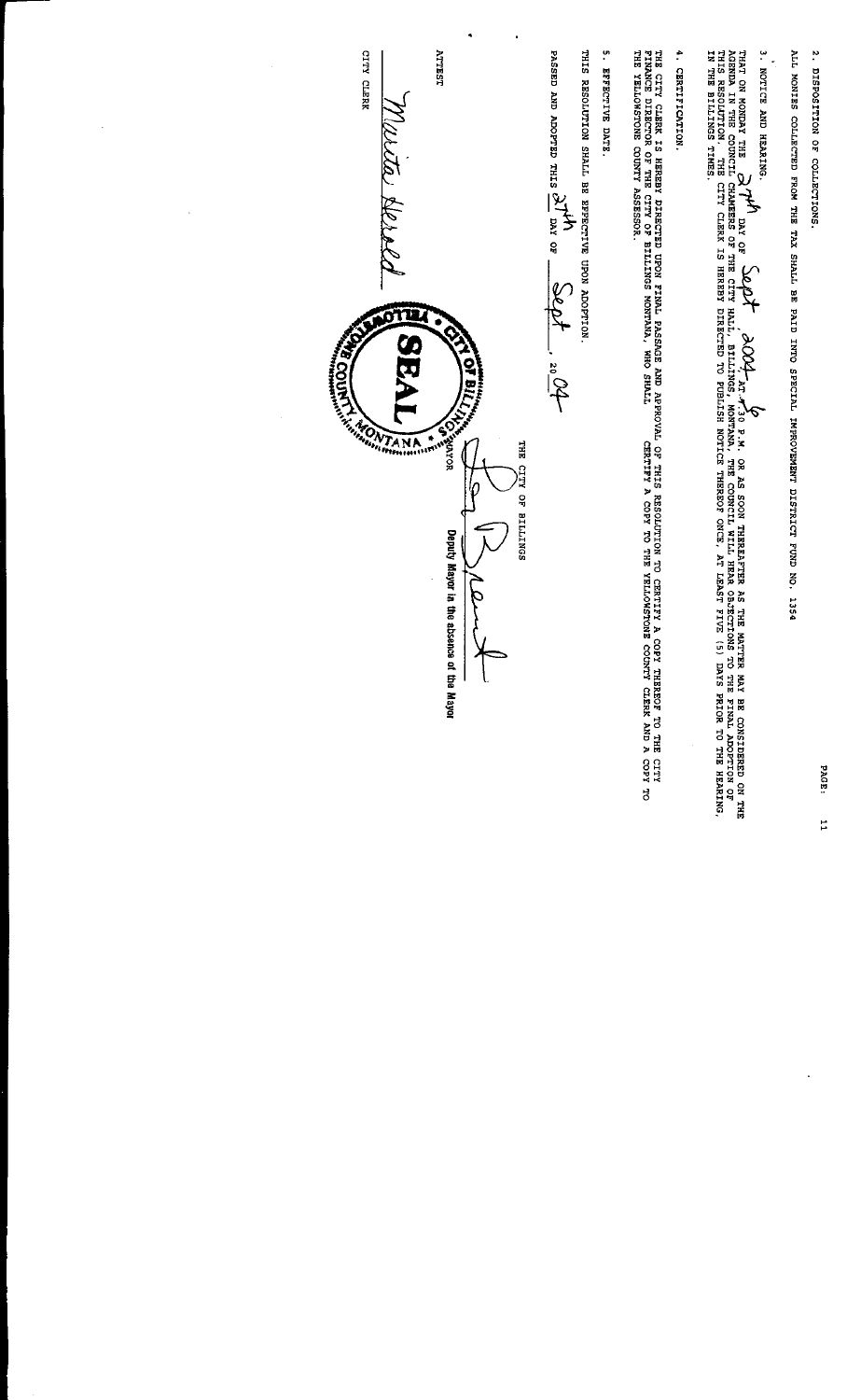2. DISPOSITION OF COLLECTIONS.

ALL MONIES COLLECTED FROM THE TAX SHALL BE PAID INTO SPECIAL IMPROVEMENT DISTRICT FUND NO. 1354

3. NOTICE AND HEARING.

THAT ON MONDAY THE 27th DAY OF Sept 2004, AT 6:30 P.M. OR AS SOON THEREAFTER AS THE MATTER MAY BE CONSIDERED ON THE AGENDA IN THE COUNCIL CHAMBERS OF THE CITY HALL, BILLINGS, MONTANA, THE COUNCIL WILL HEAR OBJECTIONS TO THE FINAL ADOPTION OF THIS RESOLUTION. THE CITY CLERK IS HEREBY DIRECTED TO PUBLISH NOTICE THEREOF ONCE, AT LEAST FIVE (5) DAYS PRIOR TO THE HEARING, IN THE BILLINGS TIMES.

4. CERTIFICATION.

THE CITY CLERK IS HEREBY DIRECTED UPON FINAL PASSAGE AND APPROVAL OF THIS RESOLUTION TO CERTIFY A COPY THEREOF TO THE CITY FINANCE DIRECTOR OF THE CITY OF BILLINGS MONTANA, WHO SHALL CERTIFY A COPY TO THE YELLOWSTONE COUNTY CLERK AND A COPY TO THE YELLOWSTONE COUNTY ASSESSOR.

5. EFFECTIVE DATE.

THIS RESOLUTION SHALL BE EFFECTIVE UPON ADOPTION.

PASSED AND ADOPTED THIS 27th DAY OF Sept, 20 04

THE CITY OF BILLINGS

MAYOR

Deputy Mayor in the absence of the Mayor

ATTEST

CITY CLERK

CITY OF BILLINGS • YELLOWSTONE COUNTY • MONTANA • SEAL